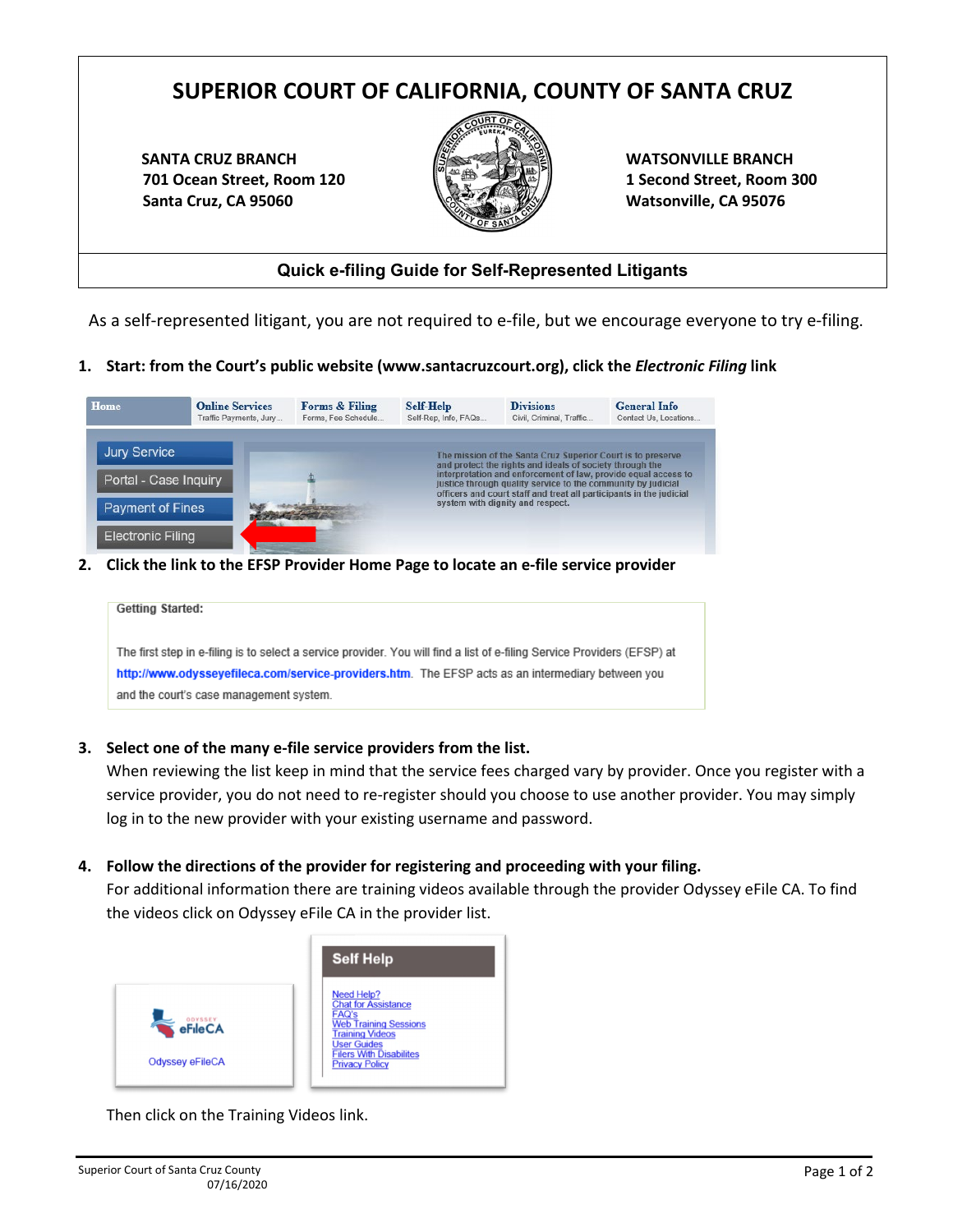# SUPERIOR COURT OF CALIFORNIA, COUNTY OF SANTA CRUZ

**SANTA CRUZ BRANCH**
**701 Ocean Street, Room 120**
**Santa Cruz, CA 95060**

**WATSONVILLE BRANCH**
**1 Second Street, Room 300**
**Watsonville, CA 95076**

## Quick e-filing Guide for Self-Represented Litigants

As a self-represented litigant, you are not required to e-file, but we encourage everyone to try e-filing.

1. **Start: from the Court's public website (www.santacruzcourt.org), click the *Electronic Filing* link**

2. **Click the link to the EFSP Provider Home Page to locate an e-file service provider**

   Getting Started:

   The first step in e-filing is to select a service provider. You will find a list of e-filing Service Providers (EFSP) at http://www.odysseyefileca.com/service-providers.htm. The EFSP acts as an intermediary between you and the court's case management system.

3. **Select one of the many e-file service providers from the list.**
   When reviewing the list keep in mind that the service fees charged vary by provider. Once you register with a service provider, you do not need to re-register should you choose to use another provider. You may simply log in to the new provider with your existing username and password.

4. **Follow the directions of the provider for registering and proceeding with your filing.**
   For additional information there are training videos available through the provider Odyssey eFile CA. To find the videos click on Odyssey eFile CA in the provider list.

   Then click on the Training Videos link.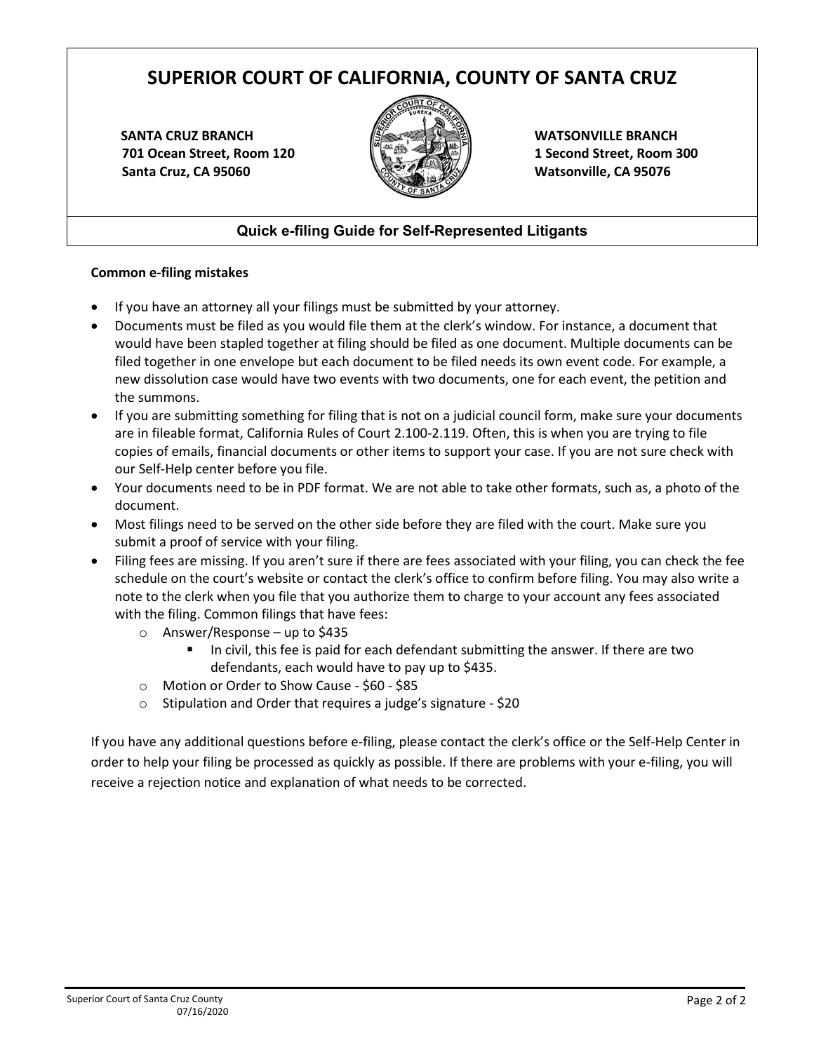# SUPERIOR COURT OF CALIFORNIA, COUNTY OF SANTA CRUZ

**SANTA CRUZ BRANCH**
**701 Ocean Street, Room 120**
**Santa Cruz, CA 95060**

**WATSONVILLE BRANCH**
**1 Second Street, Room 300**
**Watsonville, CA 95076**

## Quick e-filing Guide for Self-Represented Litigants

**Common e-filing mistakes**

- If you have an attorney all your filings must be submitted by your attorney.
- Documents must be filed as you would file them at the clerk's window. For instance, a document that would have been stapled together at filing should be filed as one document. Multiple documents can be filed together in one envelope but each document to be filed needs its own event code. For example, a new dissolution case would have two events with two documents, one for each event, the petition and the summons.
- If you are submitting something for filing that is not on a judicial council form, make sure your documents are in fileable format, California Rules of Court 2.100-2.119. Often, this is when you are trying to file copies of emails, financial documents or other items to support your case. If you are not sure check with our Self-Help center before you file.
- Your documents need to be in PDF format. We are not able to take other formats, such as, a photo of the document.
- Most filings need to be served on the other side before they are filed with the court. Make sure you submit a proof of service with your filing.
- Filing fees are missing. If you aren't sure if there are fees associated with your filing, you can check the fee schedule on the court's website or contact the clerk's office to confirm before filing. You may also write a note to the clerk when you file that you authorize them to charge to your account any fees associated with the filing. Common filings that have fees:
  - Answer/Response – up to $435
    - In civil, this fee is paid for each defendant submitting the answer. If there are two defendants, each would have to pay up to $435.
  - Motion or Order to Show Cause - $60 - $85
  - Stipulation and Order that requires a judge's signature - $20

If you have any additional questions before e-filing, please contact the clerk's office or the Self-Help Center in order to help your filing be processed as quickly as possible. If there are problems with your e-filing, you will receive a rejection notice and explanation of what needs to be corrected.

Superior Court of Santa Cruz County
07/16/2020